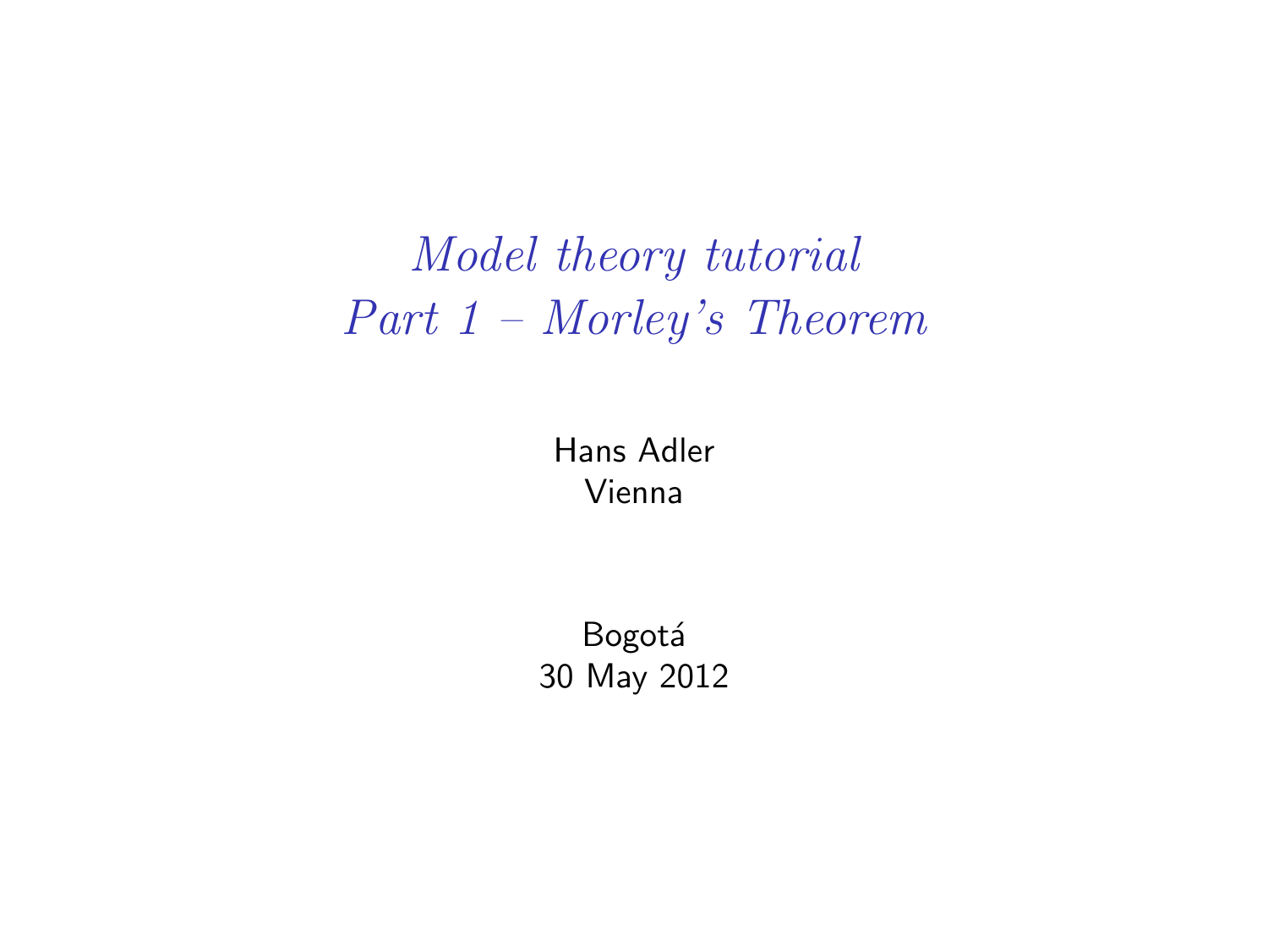# *Model theory tutorial*
# *Part 1 – Morley's Theorem*

Hans Adler
Vienna

Bogotá
30 May 2012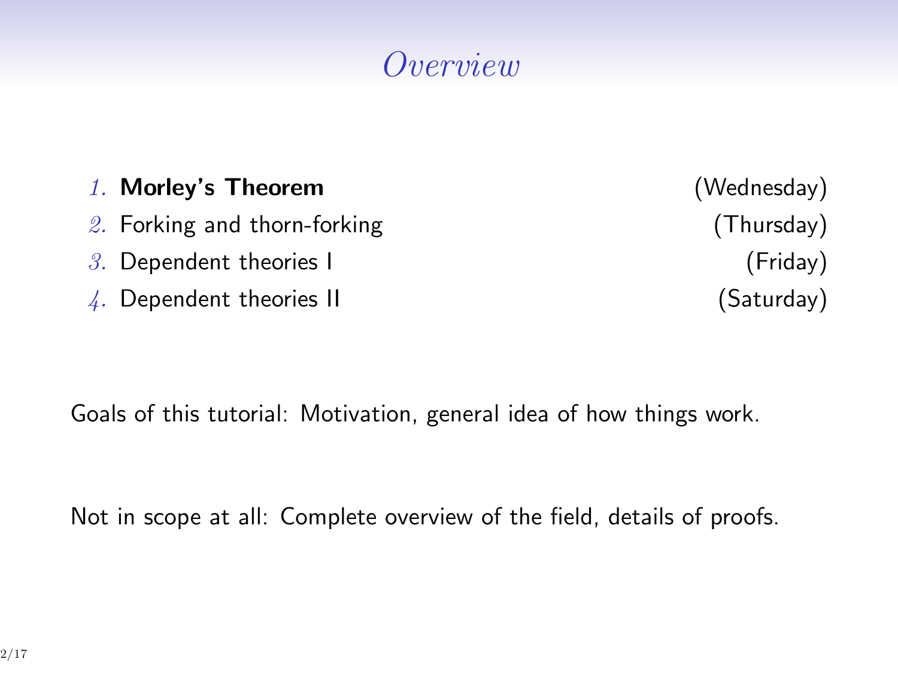# *Overview*

1. **Morley's Theorem** (Wednesday)
2. Forking and thorn-forking (Thursday)
3. Dependent theories I (Friday)
4. Dependent theories II (Saturday)

Goals of this tutorial: Motivation, general idea of how things work.

Not in scope at all: Complete overview of the field, details of proofs.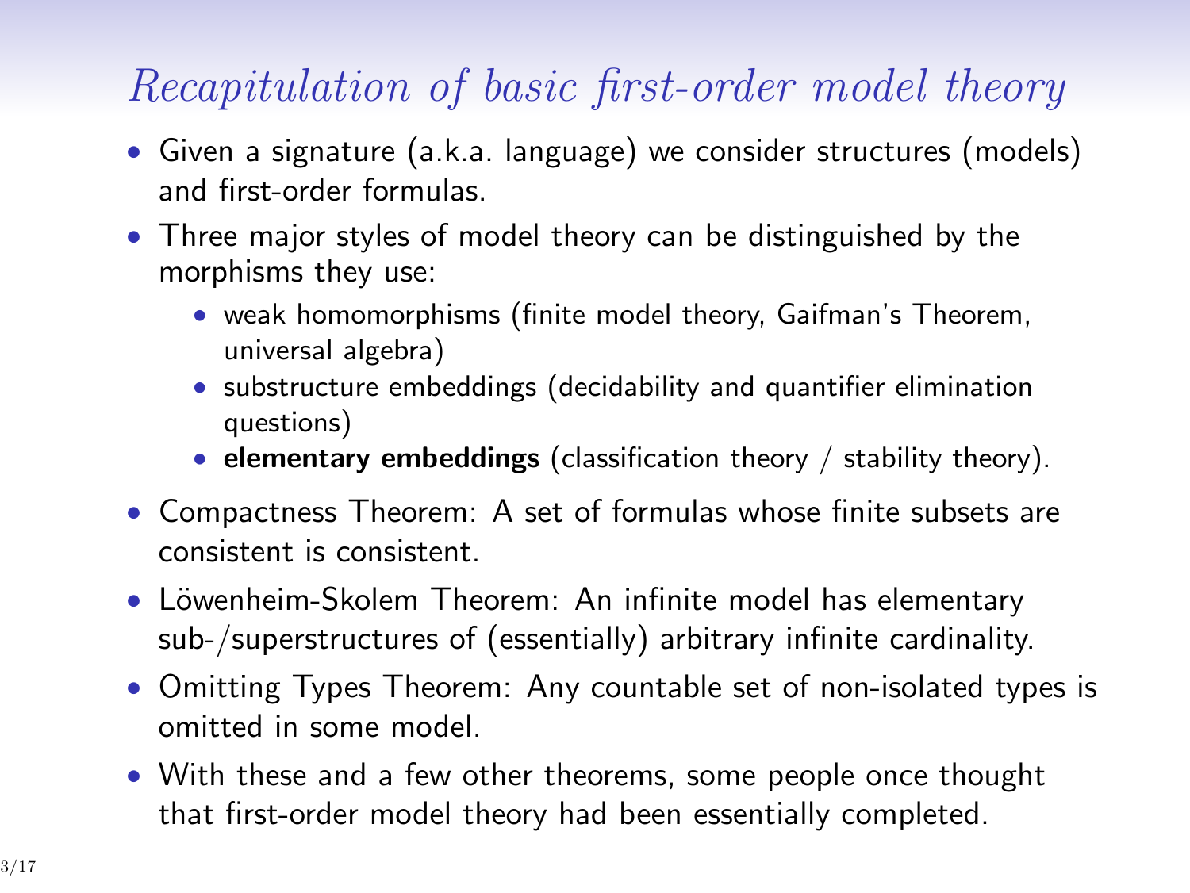# *Recapitulation of basic first-order model theory*

- Given a signature (a.k.a. language) we consider structures (models) and first-order formulas.
- Three major styles of model theory can be distinguished by the morphisms they use:
  - weak homomorphisms (finite model theory, Gaifman's Theorem, universal algebra)
  - substructure embeddings (decidability and quantifier elimination questions)
  - **elementary embeddings** (classification theory / stability theory).
- Compactness Theorem: A set of formulas whose finite subsets are consistent is consistent.
- Löwenheim-Skolem Theorem: An infinite model has elementary sub-/superstructures of (essentially) arbitrary infinite cardinality.
- Omitting Types Theorem: Any countable set of non-isolated types is omitted in some model.
- With these and a few other theorems, some people once thought that first-order model theory had been essentially completed.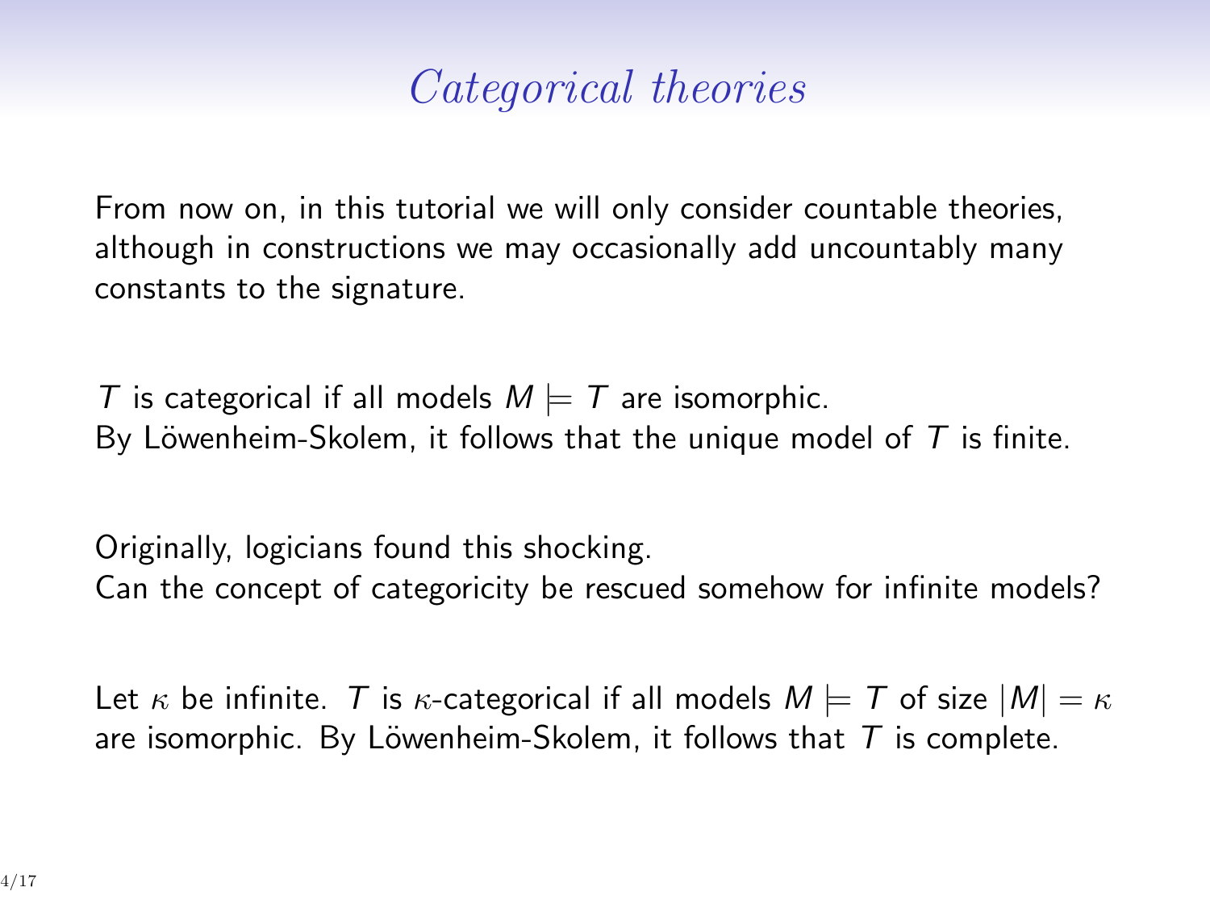# *Categorical theories*

From now on, in this tutorial we will only consider countable theories, although in constructions we may occasionally add uncountably many constants to the signature.

$T$ is categorical if all models $M \models T$ are isomorphic.
By Löwenheim-Skolem, it follows that the unique model of $T$ is finite.

Originally, logicians found this shocking.
Can the concept of categoricity be rescued somehow for infinite models?

Let $\kappa$ be infinite. $T$ is $\kappa$-categorical if all models $M \models T$ of size $|M| = \kappa$ are isomorphic. By Löwenheim-Skolem, it follows that $T$ is complete.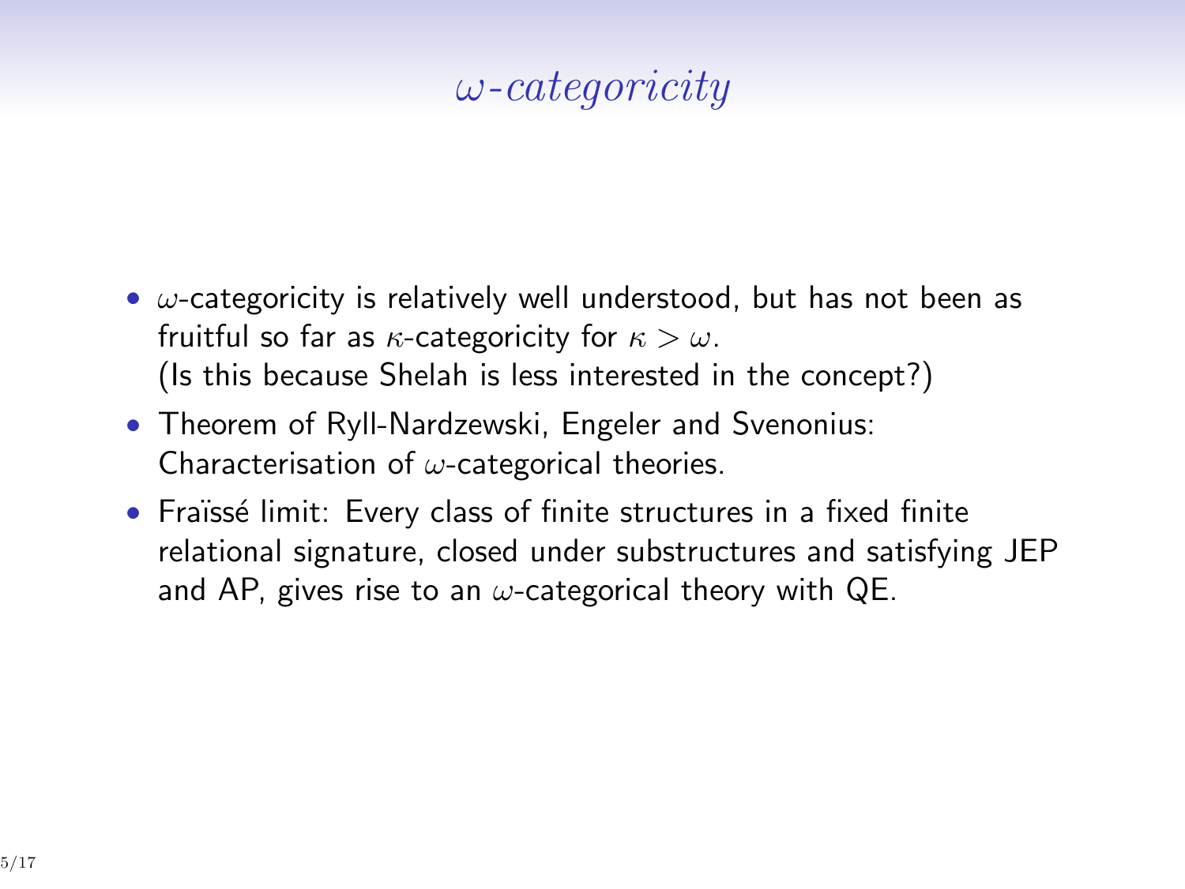# $\omega$-*categoricity*

- $\omega$-categoricity is relatively well understood, but has not been as fruitful so far as $\kappa$-categoricity for $\kappa > \omega$.
  (Is this because Shelah is less interested in the concept?)
- Theorem of Ryll-Nardzewski, Engeler and Svenonius: Characterisation of $\omega$-categorical theories.
- Fraïssé limit: Every class of finite structures in a fixed finite relational signature, closed under substructures and satisfying JEP and AP, gives rise to an $\omega$-categorical theory with QE.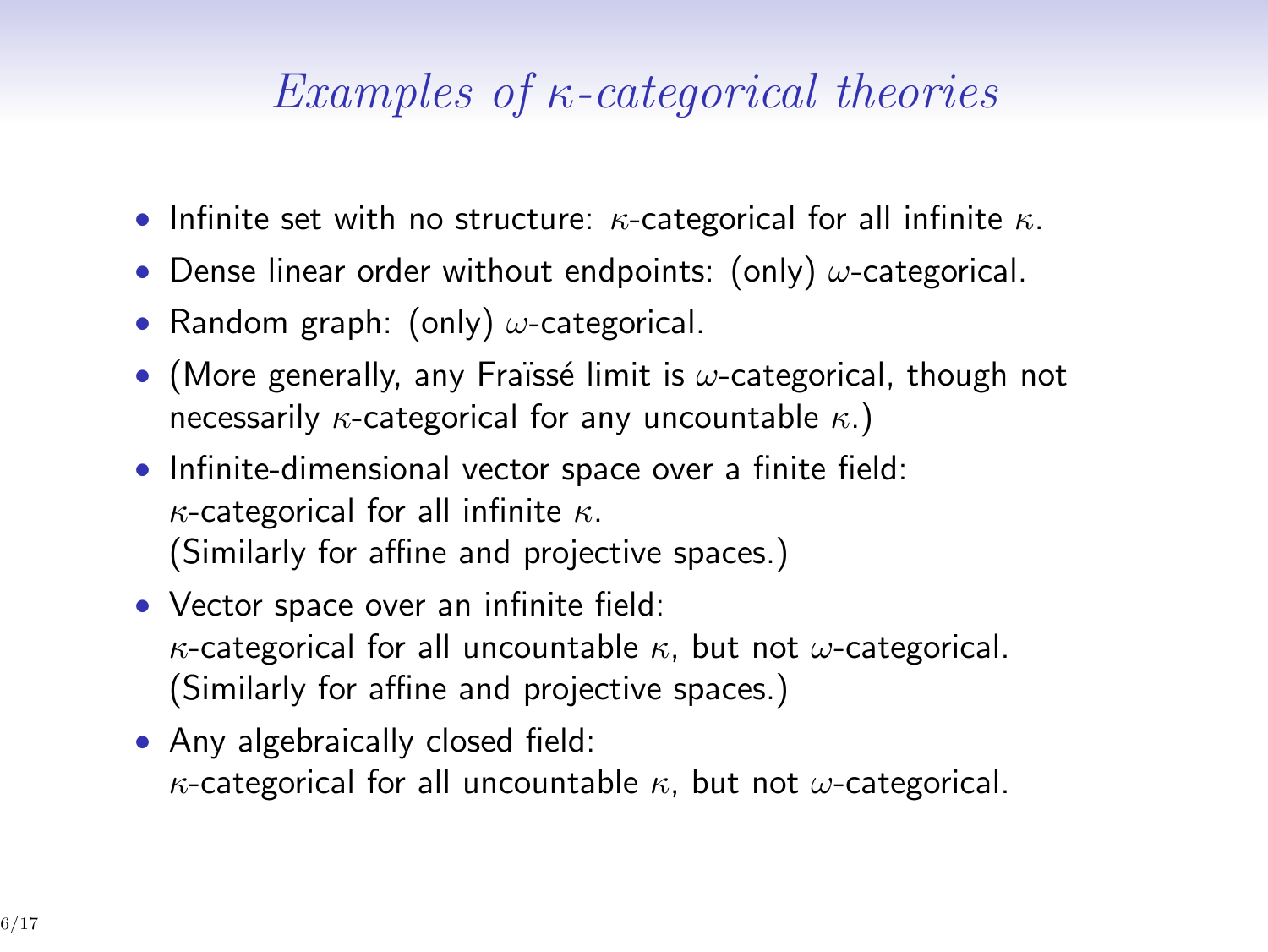# *Examples of $\kappa$-categorical theories*

- Infinite set with no structure: $\kappa$-categorical for all infinite $\kappa$.
- Dense linear order without endpoints: (only) $\omega$-categorical.
- Random graph: (only) $\omega$-categorical.
- (More generally, any Fraïssé limit is $\omega$-categorical, though not necessarily $\kappa$-categorical for any uncountable $\kappa$.)
- Infinite-dimensional vector space over a finite field: $\kappa$-categorical for all infinite $\kappa$. (Similarly for affine and projective spaces.)
- Vector space over an infinite field: $\kappa$-categorical for all uncountable $\kappa$, but not $\omega$-categorical. (Similarly for affine and projective spaces.)
- Any algebraically closed field: $\kappa$-categorical for all uncountable $\kappa$, but not $\omega$-categorical.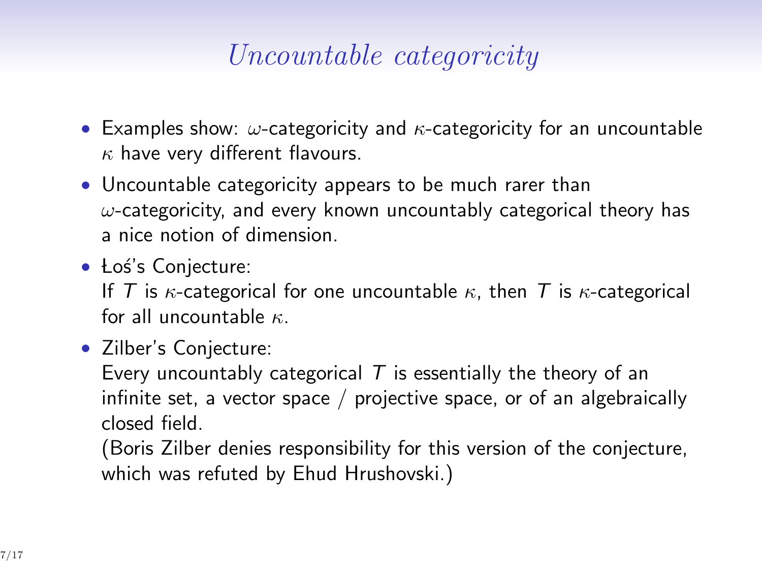# *Uncountable categoricity*

- Examples show: $\omega$-categoricity and $\kappa$-categoricity for an uncountable $\kappa$ have very different flavours.
- Uncountable categoricity appears to be much rarer than $\omega$-categoricity, and every known uncountably categorical theory has a nice notion of dimension.
- Łoś's Conjecture:
  If $T$ is $\kappa$-categorical for one uncountable $\kappa$, then $T$ is $\kappa$-categorical for all uncountable $\kappa$.
- Zilber's Conjecture:
  Every uncountably categorical $T$ is essentially the theory of an infinite set, a vector space / projective space, or of an algebraically closed field.
  (Boris Zilber denies responsibility for this version of the conjecture, which was refuted by Ehud Hrushovski.)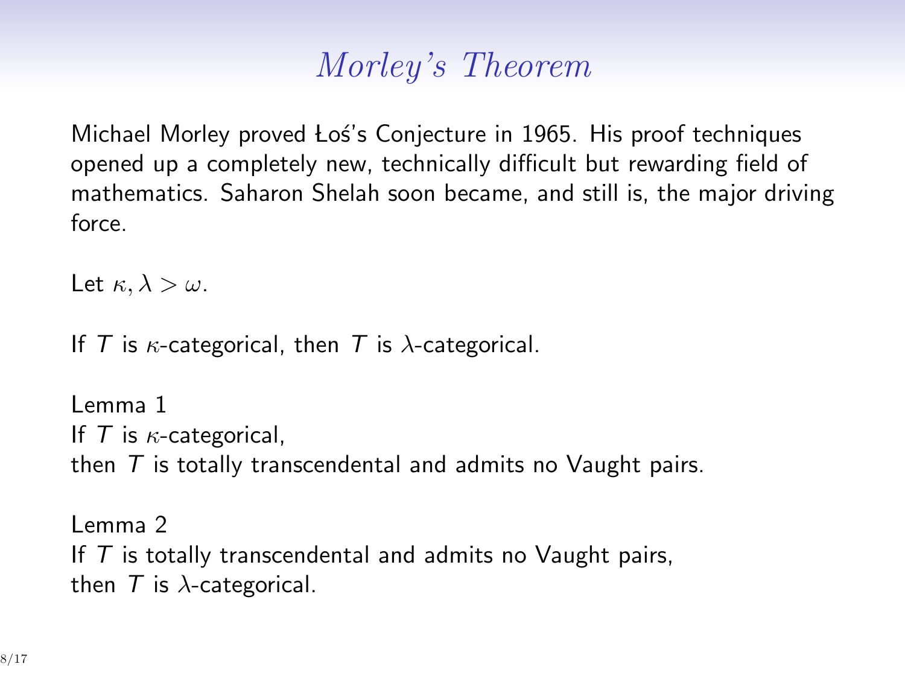# *Morley's Theorem*

Michael Morley proved Łoś's Conjecture in 1965. His proof techniques opened up a completely new, technically difficult but rewarding field of mathematics. Saharon Shelah soon became, and still is, the major driving force.

Let $\kappa, \lambda > \omega$.

If $T$ is $\kappa$-categorical, then $T$ is $\lambda$-categorical.

Lemma 1
If $T$ is $\kappa$-categorical,
then $T$ is totally transcendental and admits no Vaught pairs.

Lemma 2
If $T$ is totally transcendental and admits no Vaught pairs,
then $T$ is $\lambda$-categorical.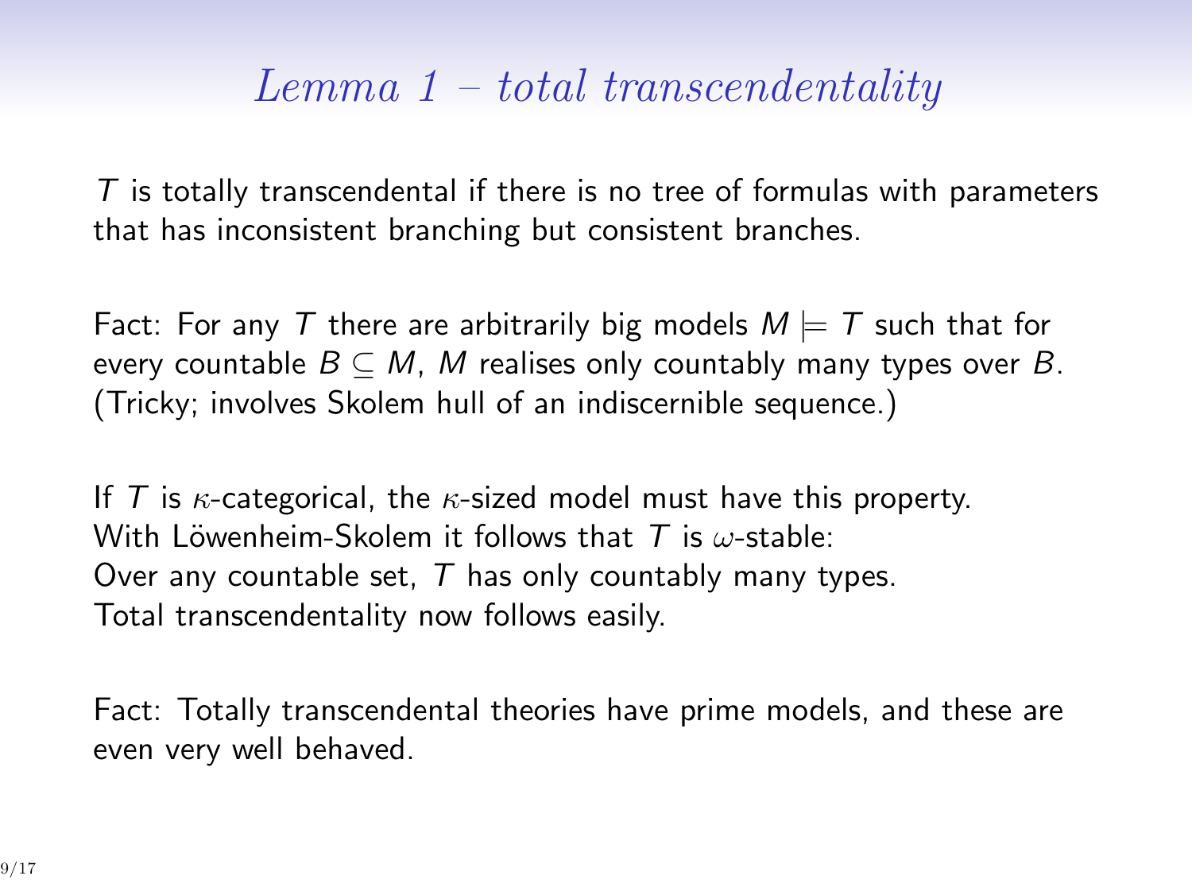# *Lemma 1 – total transcendentality*

$T$ is totally transcendental if there is no tree of formulas with parameters that has inconsistent branching but consistent branches.

Fact: For any $T$ there are arbitrarily big models $M \models T$ such that for every countable $B \subseteq M$, $M$ realises only countably many types over $B$. (Tricky; involves Skolem hull of an indiscernible sequence.)

If $T$ is $\kappa$-categorical, the $\kappa$-sized model must have this property.
With Löwenheim-Skolem it follows that $T$ is $\omega$-stable:
Over any countable set, $T$ has only countably many types.
Total transcendentality now follows easily.

Fact: Totally transcendental theories have prime models, and these are even very well behaved.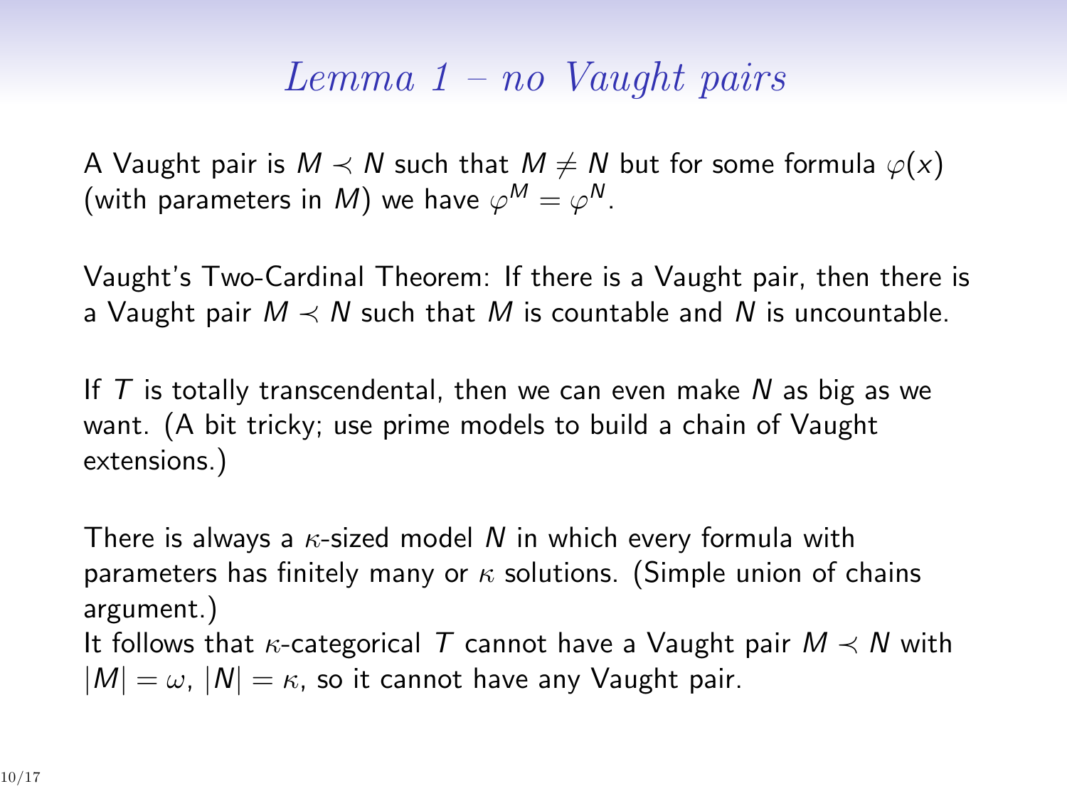# *Lemma 1 – no Vaught pairs*

A Vaught pair is $M \prec N$ such that $M \neq N$ but for some formula $\varphi(x)$ (with parameters in $M$) we have $\varphi^M = \varphi^N$.

Vaught's Two-Cardinal Theorem: If there is a Vaught pair, then there is a Vaught pair $M \prec N$ such that $M$ is countable and $N$ is uncountable.

If $T$ is totally transcendental, then we can even make $N$ as big as we want. (A bit tricky; use prime models to build a chain of Vaught extensions.)

There is always a $\kappa$-sized model $N$ in which every formula with parameters has finitely many or $\kappa$ solutions. (Simple union of chains argument.)
It follows that $\kappa$-categorical $T$ cannot have a Vaught pair $M \prec N$ with $|M| = \omega$, $|N| = \kappa$, so it cannot have any Vaught pair.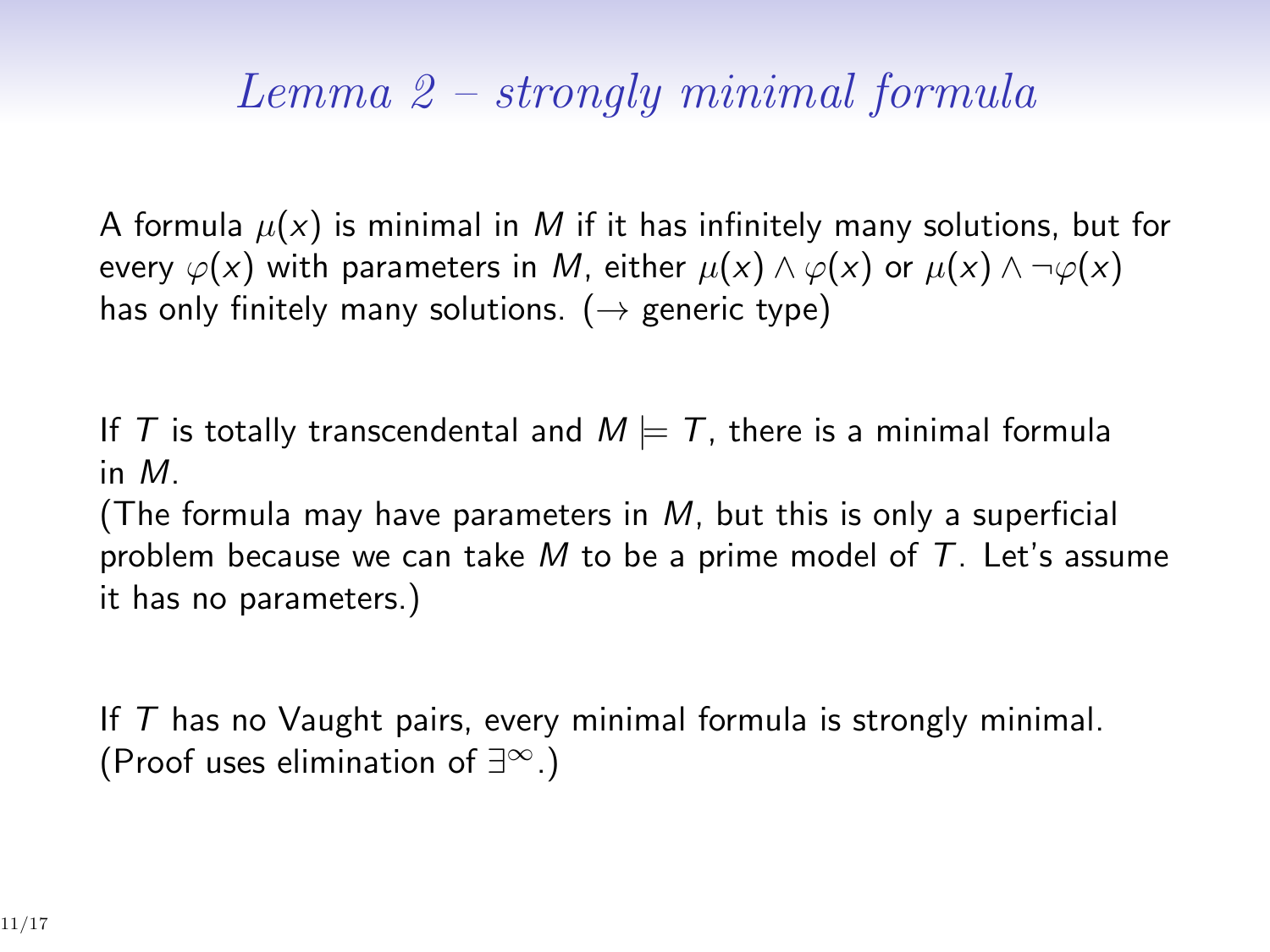# *Lemma 2 – strongly minimal formula*

A formula $\mu(x)$ is minimal in $M$ if it has infinitely many solutions, but for every $\varphi(x)$ with parameters in $M$, either $\mu(x) \wedge \varphi(x)$ or $\mu(x) \wedge \neg\varphi(x)$ has only finitely many solutions. ($\rightarrow$ generic type)

If $T$ is totally transcendental and $M \models T$, there is a minimal formula in $M$.
(The formula may have parameters in $M$, but this is only a superficial problem because we can take $M$ to be a prime model of $T$. Let's assume it has no parameters.)

If $T$ has no Vaught pairs, every minimal formula is strongly minimal.
(Proof uses elimination of $\exists^{\infty}$.)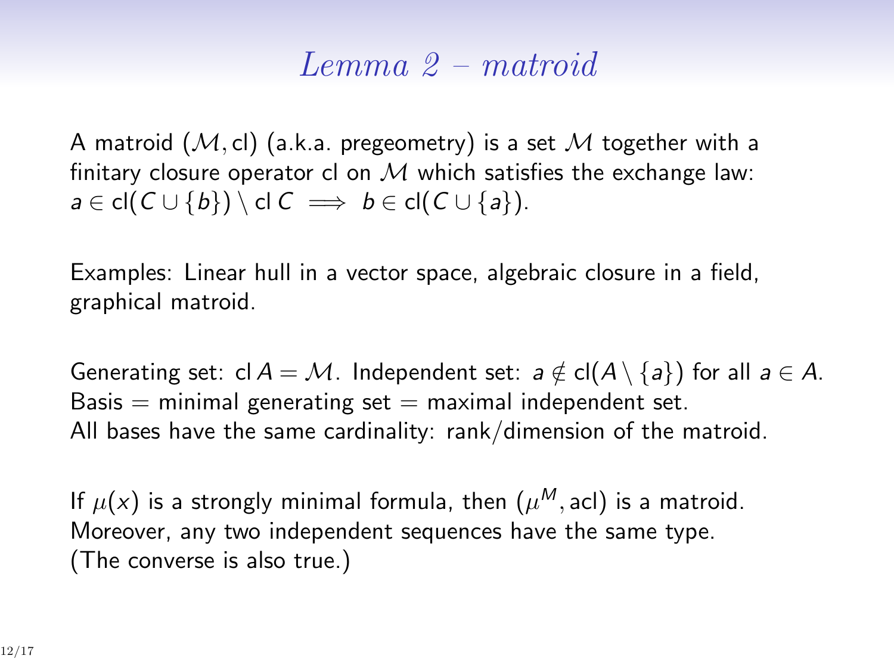# *Lemma 2 – matroid*

A matroid $(\mathcal{M}, \mathrm{cl})$ (a.k.a. pregeometry) is a set $\mathcal{M}$ together with a finitary closure operator cl on $\mathcal{M}$ which satisfies the exchange law: $a \in \mathrm{cl}(C \cup \{b\}) \setminus \mathrm{cl}\, C \implies b \in \mathrm{cl}(C \cup \{a\})$.

Examples: Linear hull in a vector space, algebraic closure in a field, graphical matroid.

Generating set: $\mathrm{cl}\, A = \mathcal{M}$. Independent set: $a \notin \mathrm{cl}(A \setminus \{a\})$ for all $a \in A$.
Basis = minimal generating set = maximal independent set.
All bases have the same cardinality: rank/dimension of the matroid.

If $\mu(x)$ is a strongly minimal formula, then $(\mu^M, \mathrm{acl})$ is a matroid.
Moreover, any two independent sequences have the same type.
(The converse is also true.)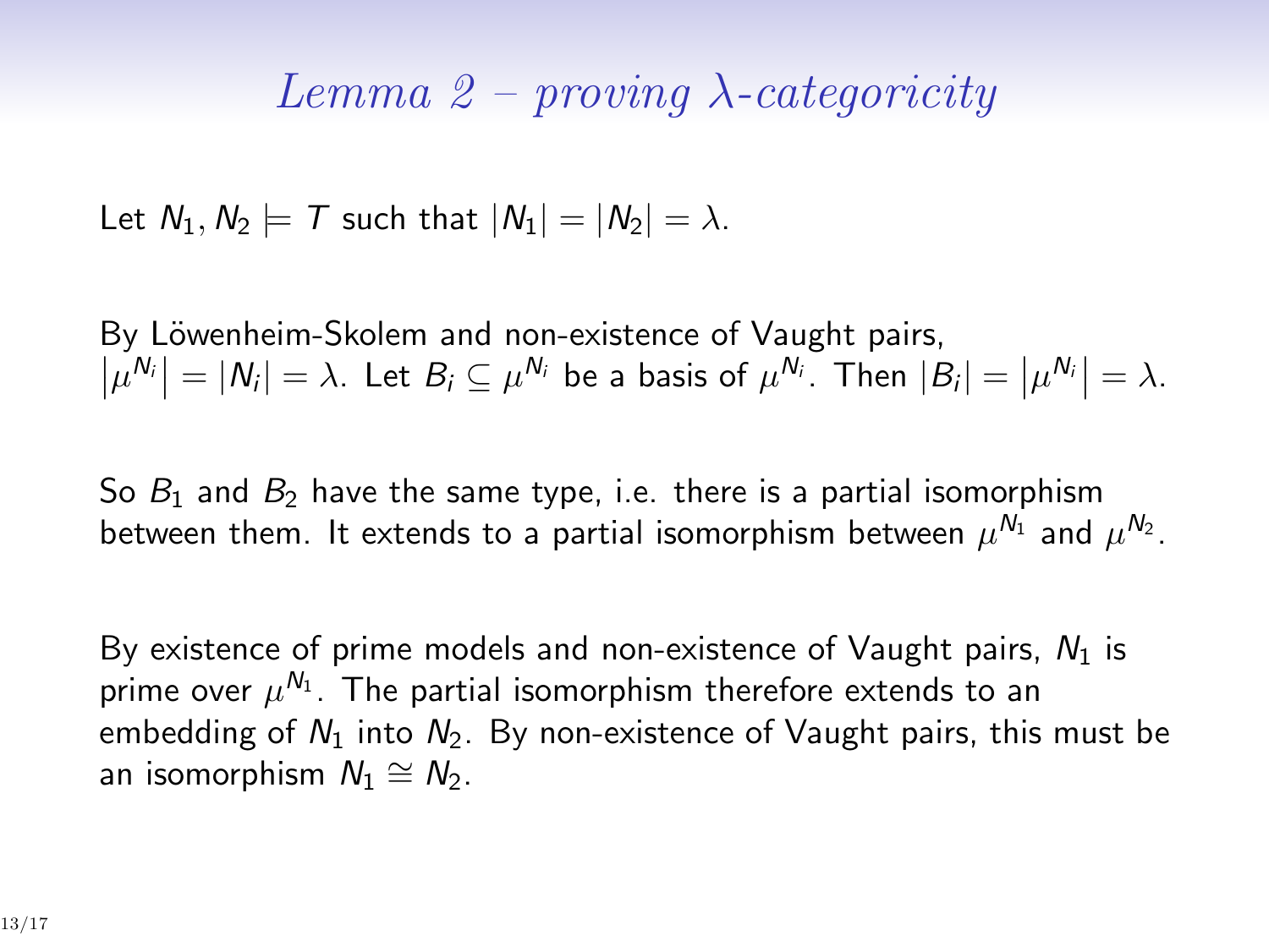# *Lemma 2 – proving $\lambda$-categoricity*

Let $N_1, N_2 \models T$ such that $|N_1| = |N_2| = \lambda$.

By Löwenheim-Skolem and non-existence of Vaught pairs, $\left|\mu^{N_i}\right| = |N_i| = \lambda$. Let $B_i \subseteq \mu^{N_i}$ be a basis of $\mu^{N_i}$. Then $|B_i| = \left|\mu^{N_i}\right| = \lambda$.

So $B_1$ and $B_2$ have the same type, i.e. there is a partial isomorphism between them. It extends to a partial isomorphism between $\mu^{N_1}$ and $\mu^{N_2}$.

By existence of prime models and non-existence of Vaught pairs, $N_1$ is prime over $\mu^{N_1}$. The partial isomorphism therefore extends to an embedding of $N_1$ into $N_2$. By non-existence of Vaught pairs, this must be an isomorphism $N_1 \cong N_2$.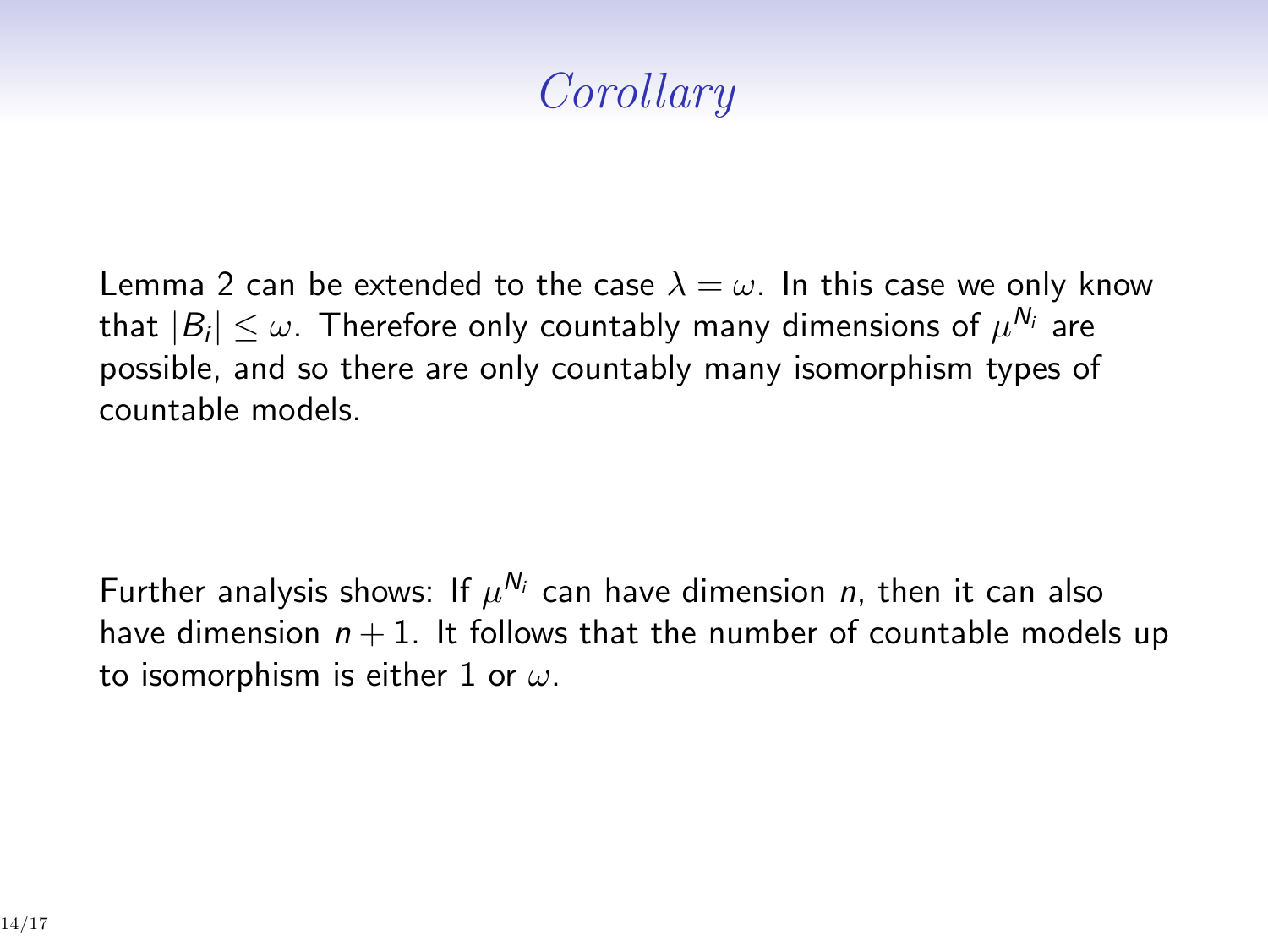# *Corollary*

Lemma 2 can be extended to the case $\lambda = \omega$. In this case we only know that $|B_i| \leq \omega$. Therefore only countably many dimensions of $\mu^{N_i}$ are possible, and so there are only countably many isomorphism types of countable models.

Further analysis shows: If $\mu^{N_i}$ can have dimension $n$, then it can also have dimension $n+1$. It follows that the number of countable models up to isomorphism is either 1 or $\omega$.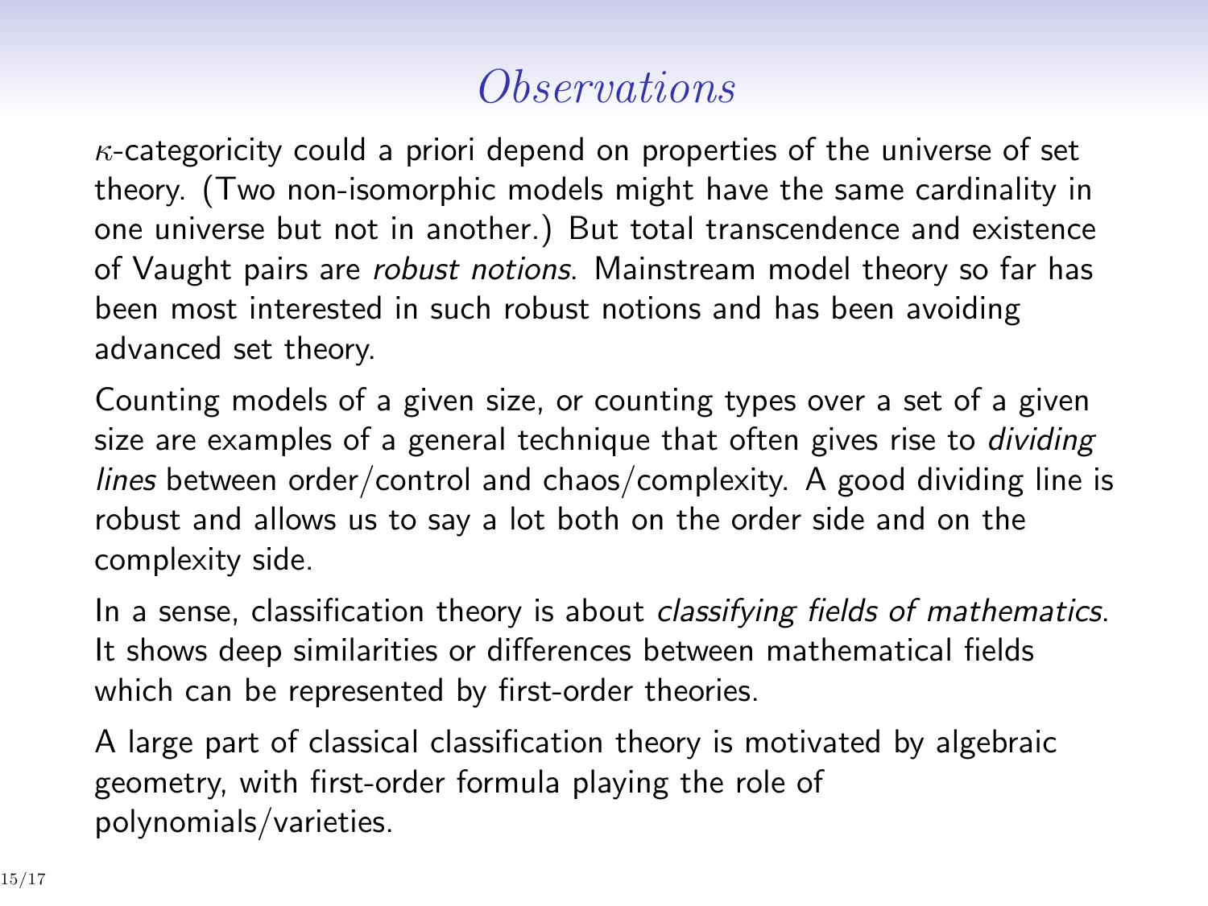# *Observations*

$\kappa$-categoricity could a priori depend on properties of the universe of set theory. (Two non-isomorphic models might have the same cardinality in one universe but not in another.) But total transcendence and existence of Vaught pairs are *robust notions*. Mainstream model theory so far has been most interested in such robust notions and has been avoiding advanced set theory.

Counting models of a given size, or counting types over a set of a given size are examples of a general technique that often gives rise to *dividing lines* between order/control and chaos/complexity. A good dividing line is robust and allows us to say a lot both on the order side and on the complexity side.

In a sense, classification theory is about *classifying fields of mathematics*. It shows deep similarities or differences between mathematical fields which can be represented by first-order theories.

A large part of classical classification theory is motivated by algebraic geometry, with first-order formula playing the role of polynomials/varieties.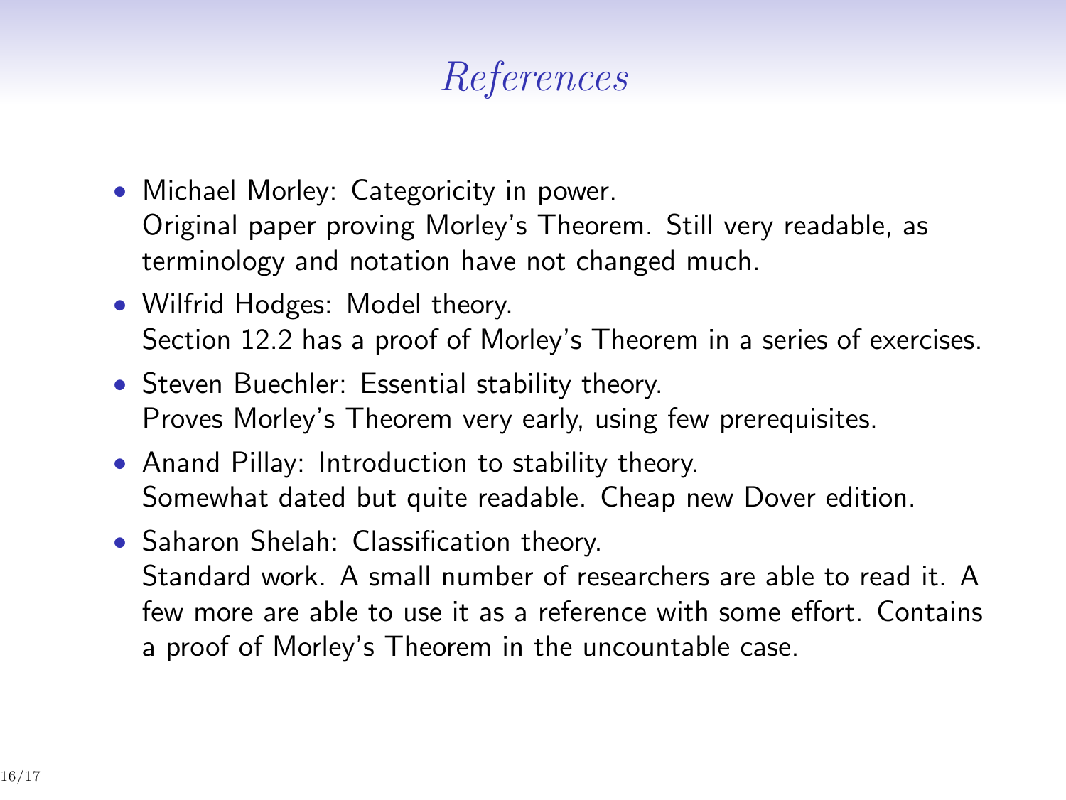# *References*

- Michael Morley: Categoricity in power.
  Original paper proving Morley's Theorem. Still very readable, as terminology and notation have not changed much.
- Wilfrid Hodges: Model theory.
  Section 12.2 has a proof of Morley's Theorem in a series of exercises.
- Steven Buechler: Essential stability theory.
  Proves Morley's Theorem very early, using few prerequisites.
- Anand Pillay: Introduction to stability theory.
  Somewhat dated but quite readable. Cheap new Dover edition.
- Saharon Shelah: Classification theory.
  Standard work. A small number of researchers are able to read it. A few more are able to use it as a reference with some effort. Contains a proof of Morley's Theorem in the uncountable case.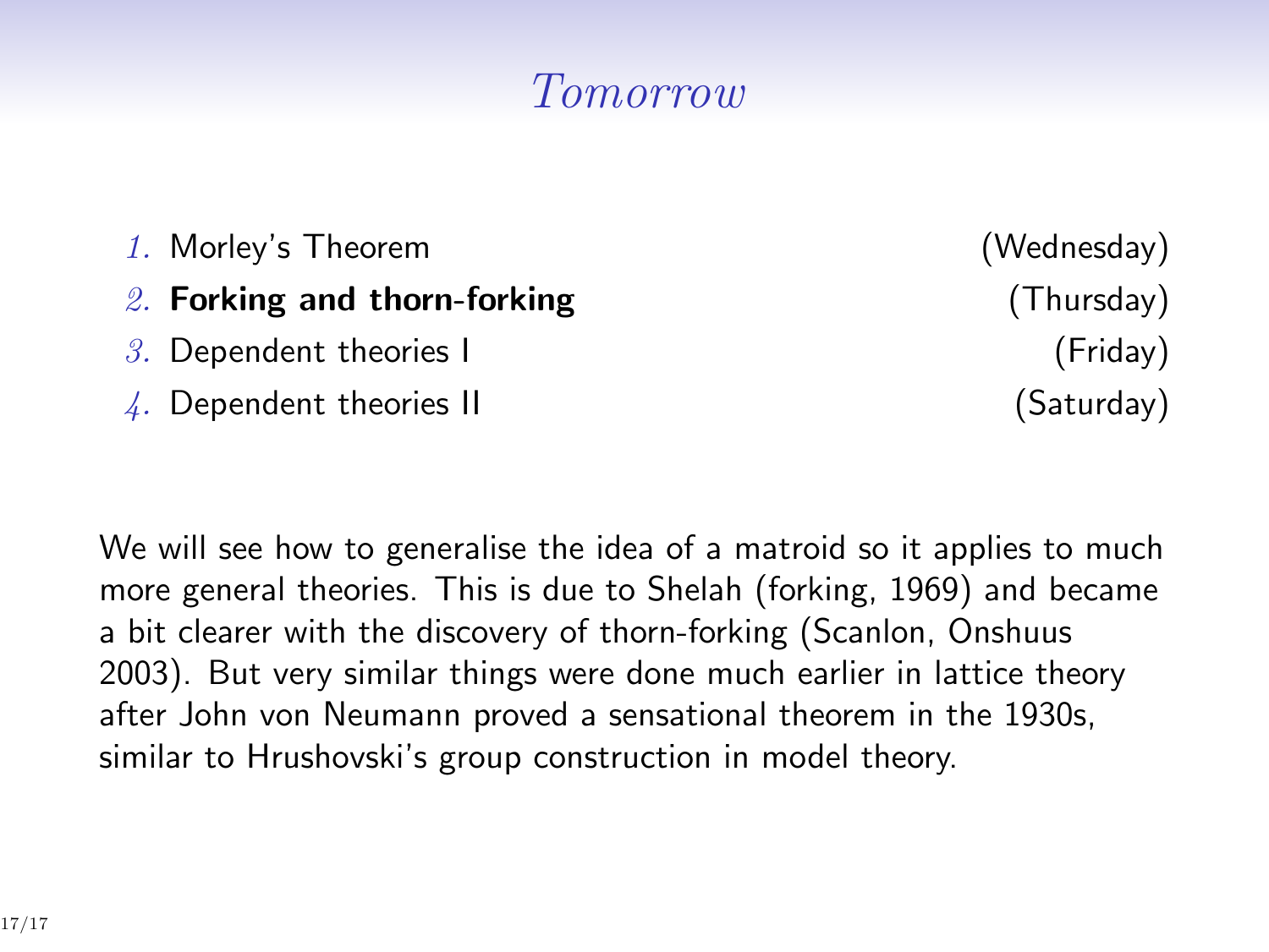# *Tomorrow*

1. Morley's Theorem (Wednesday)
2. **Forking and thorn-forking** (Thursday)
3. Dependent theories I (Friday)
4. Dependent theories II (Saturday)

We will see how to generalise the idea of a matroid so it applies to much more general theories. This is due to Shelah (forking, 1969) and became a bit clearer with the discovery of thorn-forking (Scanlon, Onshuus 2003). But very similar things were done much earlier in lattice theory after John von Neumann proved a sensational theorem in the 1930s, similar to Hrushovski's group construction in model theory.